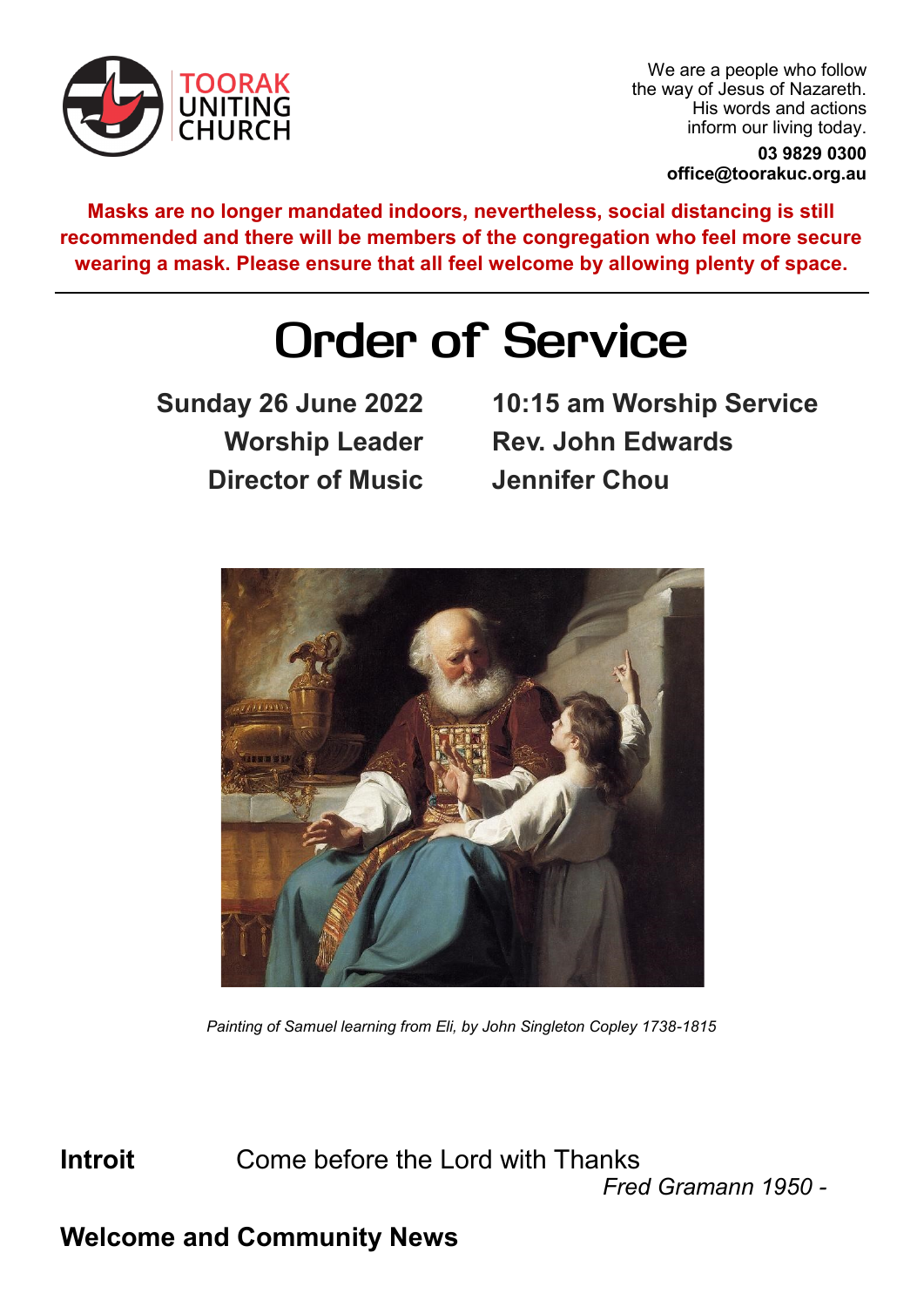TOORAK UNITING CHURCH

We are a people who follow the way of Jesus of Nazareth. His words and actions inform our living today.

**03 9829 0300**
**office@toorakuc.org.au**

**Masks are no longer mandated indoors, nevertheless, social distancing is still recommended and there will be members of the congregation who feel more secure wearing a mask. Please ensure that all feel welcome by allowing plenty of space.**

---

# Order of Service

| | |
|---|---|
| **Sunday 26 June 2022** | **10:15 am Worship Service** |
| **Worship Leader** | **Rev. John Edwards** |
| **Director of Music** | **Jennifer Chou** |

*Painting of Samuel learning from Eli, by John Singleton Copley 1738-1815*

**Introit** Come before the Lord with Thanks
*Fred Gramann 1950 -*

**Welcome and Community News**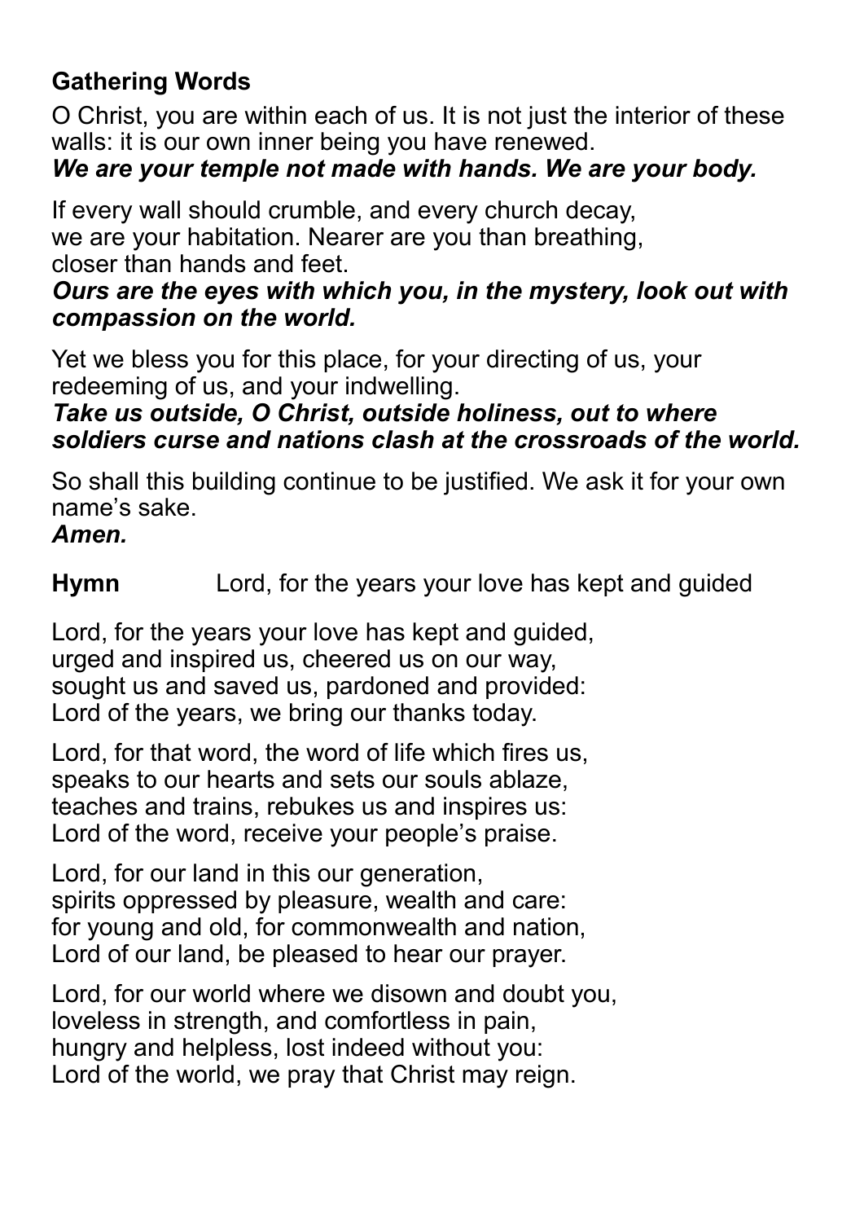**Gathering Words**

O Christ, you are within each of us. It is not just the interior of these walls: it is our own inner being you have renewed.
***We are your temple not made with hands. We are your body.***

If every wall should crumble, and every church decay,
we are your habitation. Nearer are you than breathing,
closer than hands and feet.
***Ours are the eyes with which you, in the mystery, look out with compassion on the world.***

Yet we bless you for this place, for your directing of us, your redeeming of us, and your indwelling.
***Take us outside, O Christ, outside holiness, out to where soldiers curse and nations clash at the crossroads of the world.***

So shall this building continue to be justified. We ask it for your own name's sake.
***Amen.***

**Hymn** Lord, for the years your love has kept and guided

Lord, for the years your love has kept and guided,
urged and inspired us, cheered us on our way,
sought us and saved us, pardoned and provided:
Lord of the years, we bring our thanks today.

Lord, for that word, the word of life which fires us,
speaks to our hearts and sets our souls ablaze,
teaches and trains, rebukes us and inspires us:
Lord of the word, receive your people's praise.

Lord, for our land in this our generation,
spirits oppressed by pleasure, wealth and care:
for young and old, for commonwealth and nation,
Lord of our land, be pleased to hear our prayer.

Lord, for our world where we disown and doubt you,
loveless in strength, and comfortless in pain,
hungry and helpless, lost indeed without you:
Lord of the world, we pray that Christ may reign.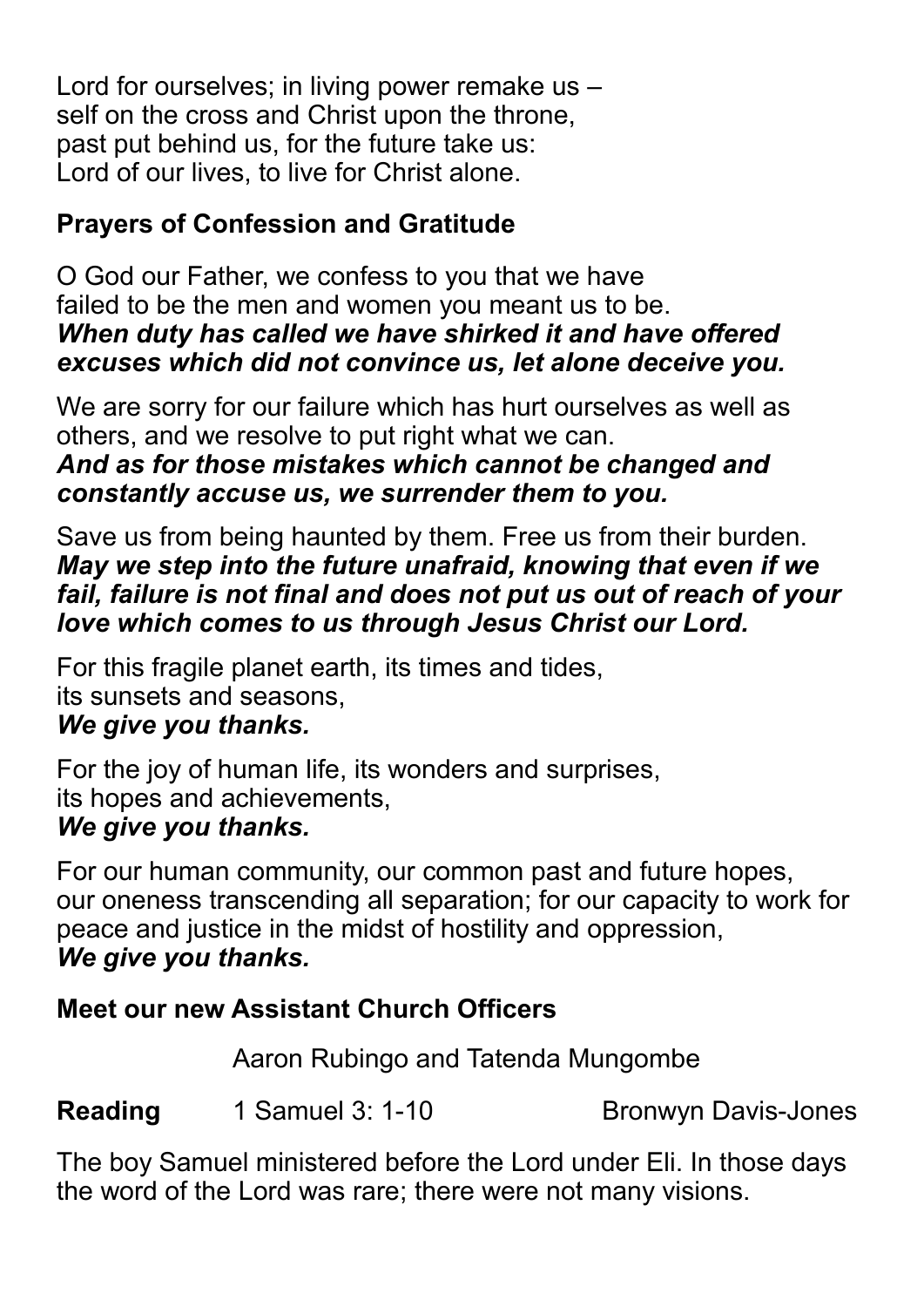Lord for ourselves; in living power remake us –
self on the cross and Christ upon the throne,
past put behind us, for the future take us:
Lord of our lives, to live for Christ alone.

**Prayers of Confession and Gratitude**

O God our Father, we confess to you that we have
failed to be the men and women you meant us to be.
***When duty has called we have shirked it and have offered excuses which did not convince us, let alone deceive you.***

We are sorry for our failure which has hurt ourselves as well as others, and we resolve to put right what we can.
***And as for those mistakes which cannot be changed and constantly accuse us, we surrender them to you.***

Save us from being haunted by them. Free us from their burden.
***May we step into the future unafraid, knowing that even if we fail, failure is not final and does not put us out of reach of your love which comes to us through Jesus Christ our Lord.***

For this fragile planet earth, its times and tides,
its sunsets and seasons,
***We give you thanks.***

For the joy of human life, its wonders and surprises,
its hopes and achievements,
***We give you thanks.***

For our human community, our common past and future hopes, our oneness transcending all separation; for our capacity to work for peace and justice in the midst of hostility and oppression,
***We give you thanks.***

**Meet our new Assistant Church Officers**

Aaron Rubingo and Tatenda Mungombe

**Reading** 1 Samuel 3: 1-10 Bronwyn Davis-Jones

The boy Samuel ministered before the Lord under Eli. In those days the word of the Lord was rare; there were not many visions.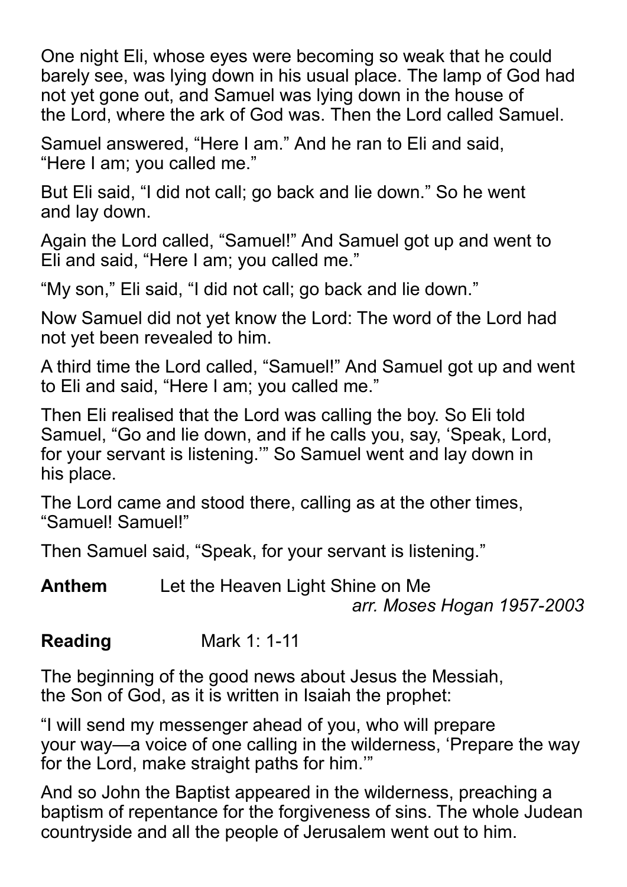One night Eli, whose eyes were becoming so weak that he could barely see, was lying down in his usual place. The lamp of God had not yet gone out, and Samuel was lying down in the house of the Lord, where the ark of God was. Then the Lord called Samuel.

Samuel answered, "Here I am." And he ran to Eli and said, "Here I am; you called me."

But Eli said, "I did not call; go back and lie down." So he went and lay down.

Again the Lord called, "Samuel!" And Samuel got up and went to Eli and said, "Here I am; you called me."

"My son," Eli said, "I did not call; go back and lie down."

Now Samuel did not yet know the Lord: The word of the Lord had not yet been revealed to him.

A third time the Lord called, "Samuel!" And Samuel got up and went to Eli and said, "Here I am; you called me."

Then Eli realised that the Lord was calling the boy. So Eli told Samuel, "Go and lie down, and if he calls you, say, 'Speak, Lord, for your servant is listening.'" So Samuel went and lay down in his place.

The Lord came and stood there, calling as at the other times, "Samuel! Samuel!"

Then Samuel said, "Speak, for your servant is listening."

**Anthem** Let the Heaven Light Shine on Me
*arr. Moses Hogan 1957-2003*

**Reading** Mark 1: 1-11

The beginning of the good news about Jesus the Messiah, the Son of God, as it is written in Isaiah the prophet:

"I will send my messenger ahead of you, who will prepare your way—a voice of one calling in the wilderness, 'Prepare the way for the Lord, make straight paths for him.'"

And so John the Baptist appeared in the wilderness, preaching a baptism of repentance for the forgiveness of sins. The whole Judean countryside and all the people of Jerusalem went out to him.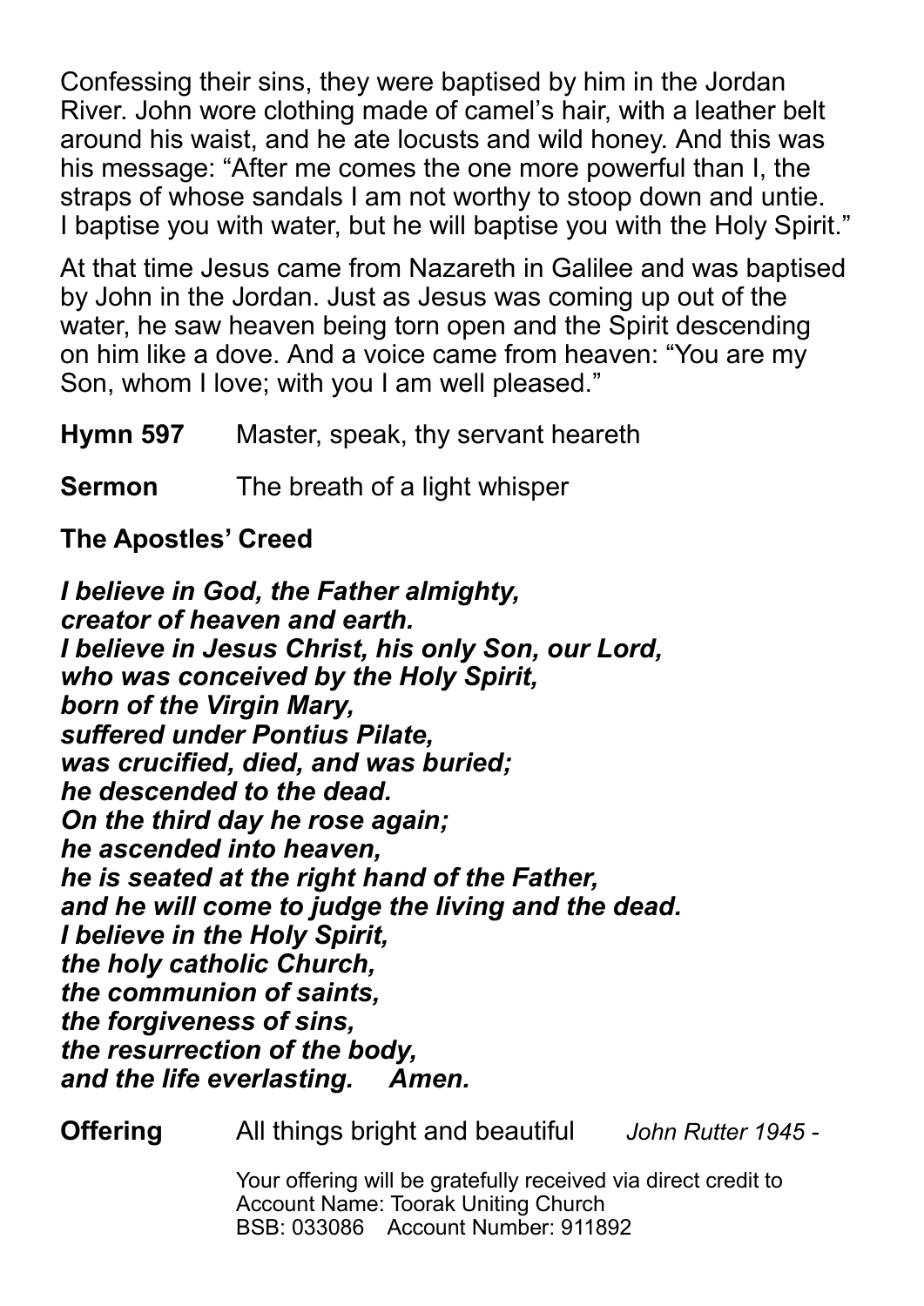Confessing their sins, they were baptised by him in the Jordan River. John wore clothing made of camel's hair, with a leather belt around his waist, and he ate locusts and wild honey. And this was his message: "After me comes the one more powerful than I, the straps of whose sandals I am not worthy to stoop down and untie. I baptise you with water, but he will baptise you with the Holy Spirit."

At that time Jesus came from Nazareth in Galilee and was baptised by John in the Jordan. Just as Jesus was coming up out of the water, he saw heaven being torn open and the Spirit descending on him like a dove. And a voice came from heaven: "You are my Son, whom I love; with you I am well pleased."

**Hymn 597** Master, speak, thy servant heareth

**Sermon** The breath of a light whisper

**The Apostles' Creed**

***I believe in God, the Father almighty,***
***creator of heaven and earth.***
***I believe in Jesus Christ, his only Son, our Lord,***
***who was conceived by the Holy Spirit,***
***born of the Virgin Mary,***
***suffered under Pontius Pilate,***
***was crucified, died, and was buried;***
***he descended to the dead.***
***On the third day he rose again;***
***he ascended into heaven,***
***he is seated at the right hand of the Father,***
***and he will come to judge the living and the dead.***
***I believe in the Holy Spirit,***
***the holy catholic Church,***
***the communion of saints,***
***the forgiveness of sins,***
***the resurrection of the body,***
***and the life everlasting. Amen.***

**Offering** All things bright and beautiful *John Rutter 1945 -*

Your offering will be gratefully received via direct credit to
Account Name: Toorak Uniting Church
BSB: 033086 Account Number: 911892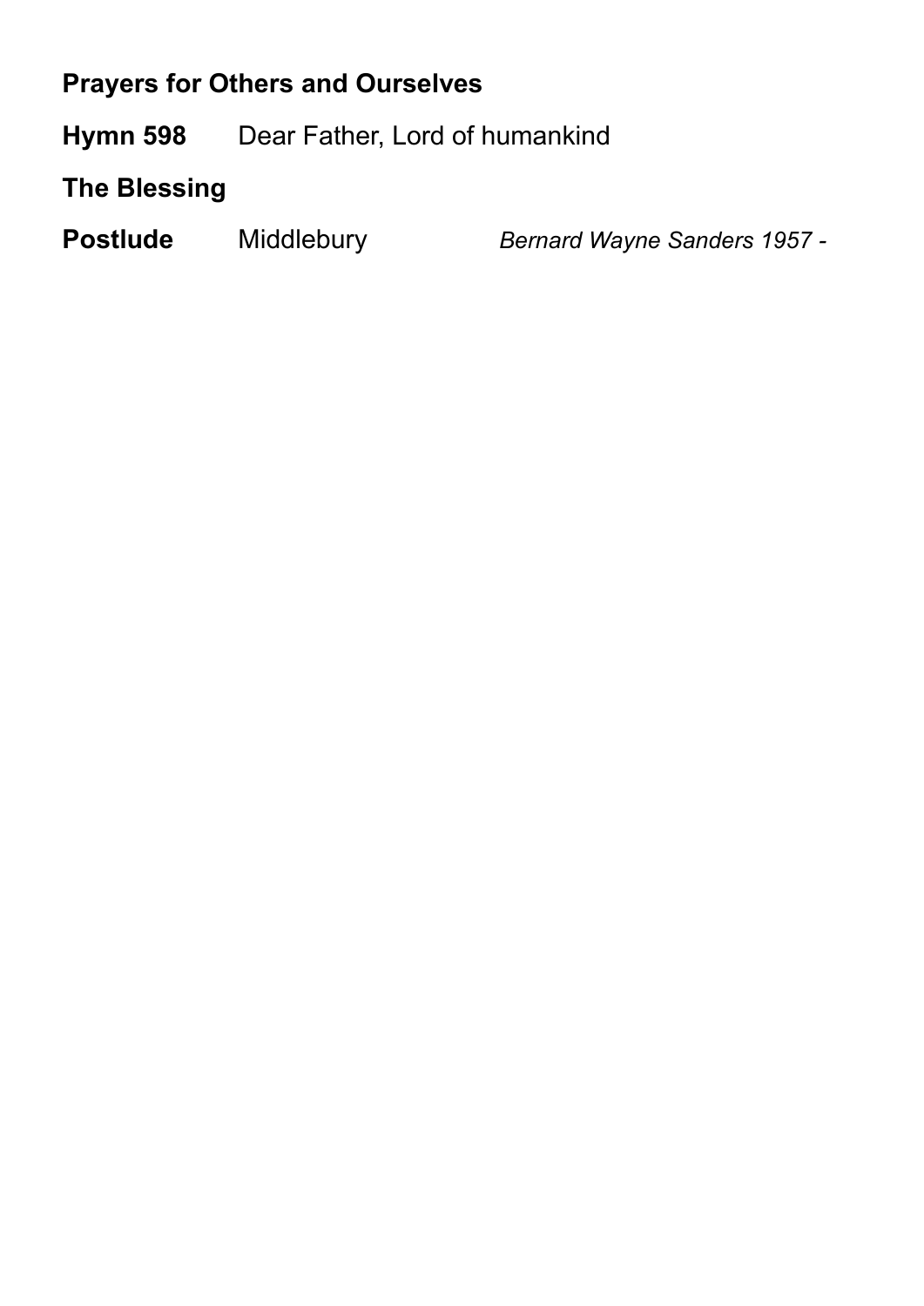**Prayers for Others and Ourselves**

**Hymn 598** Dear Father, Lord of humankind

**The Blessing**

**Postlude** Middlebury *Bernard Wayne Sanders 1957 -*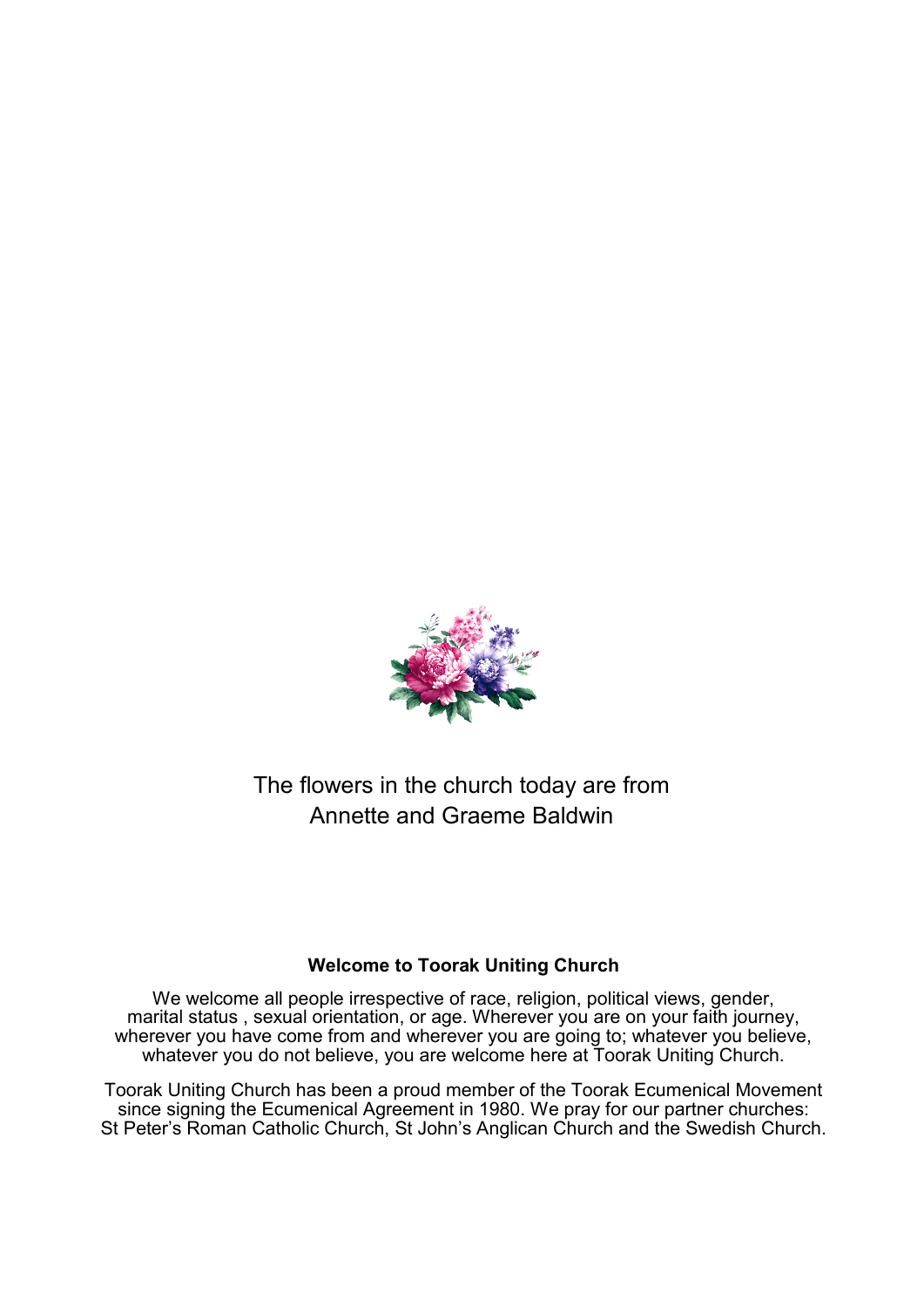The flowers in the church today are from
Annette and Graeme Baldwin

**Welcome to Toorak Uniting Church**

We welcome all people irrespective of race, religion, political views, gender, marital status , sexual orientation, or age. Wherever you are on your faith journey, wherever you have come from and wherever you are going to; whatever you believe, whatever you do not believe, you are welcome here at Toorak Uniting Church.

Toorak Uniting Church has been a proud member of the Toorak Ecumenical Movement since signing the Ecumenical Agreement in 1980. We pray for our partner churches: St Peter's Roman Catholic Church, St John's Anglican Church and the Swedish Church.